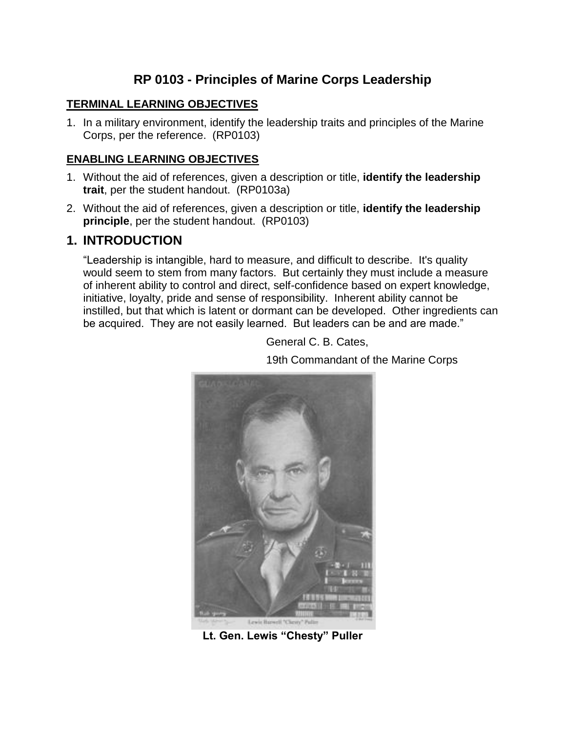# RP 0103 - Principles of Marine Corps Leadership

## TERMINAL LEARNING OBJECTIVES

1. In a military environment, identify the leadership traits and principles of the Marine Corps, per the reference. (RP0103)

## ENABLING LEARNING OBJECTIVES

1. Without the aid of references, given a description or title, **identify the leadership trait**, per the student handout. (RP0103a)
2. Without the aid of references, given a description or title, **identify the leadership principle**, per the student handout. (RP0103)

## 1. INTRODUCTION

"Leadership is intangible, hard to measure, and difficult to describe. It's quality would seem to stem from many factors. But certainly they must include a measure of inherent ability to control and direct, self-confidence based on expert knowledge, initiative, loyalty, pride and sense of responsibility. Inherent ability cannot be instilled, but that which is latent or dormant can be developed. Other ingredients can be acquired. They are not easily learned. But leaders can be and are made."

General C. B. Cates,

19th Commandant of the Marine Corps

**Lt. Gen. Lewis "Chesty" Puller**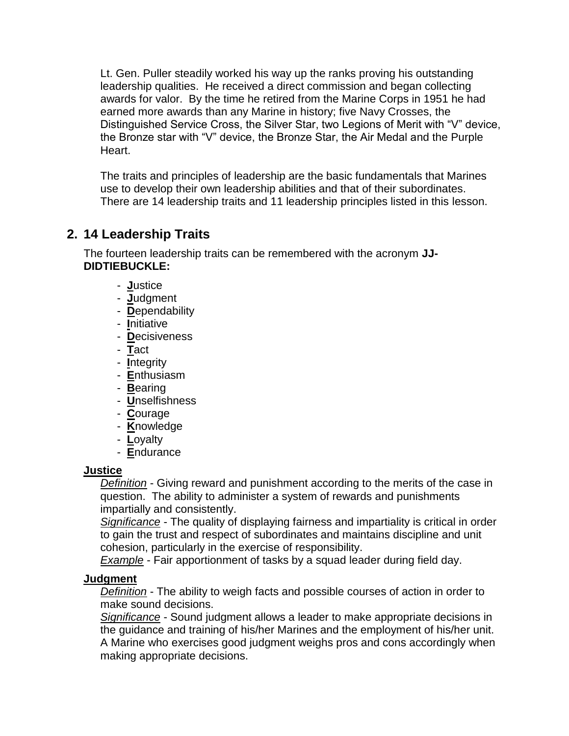Lt. Gen. Puller steadily worked his way up the ranks proving his outstanding leadership qualities. He received a direct commission and began collecting awards for valor. By the time he retired from the Marine Corps in 1951 he had earned more awards than any Marine in history; five Navy Crosses, the Distinguished Service Cross, the Silver Star, two Legions of Merit with "V" device, the Bronze star with "V" device, the Bronze Star, the Air Medal and the Purple Heart.

The traits and principles of leadership are the basic fundamentals that Marines use to develop their own leadership abilities and that of their subordinates. There are 14 leadership traits and 11 leadership principles listed in this lesson.

## 2. 14 Leadership Traits

The fourteen leadership traits can be remembered with the acronym **JJ-DIDTIEBUCKLE:**

- **J**ustice
- **J**udgment
- **D**ependability
- **I**nitiative
- **D**ecisiveness
- **T**act
- **I**ntegrity
- **E**nthusiasm
- **B**earing
- **U**nselfishness
- **C**ourage
- **K**nowledge
- **L**oyalty
- **E**ndurance

**Justice**

*Definition* - Giving reward and punishment according to the merits of the case in question. The ability to administer a system of rewards and punishments impartially and consistently.

*Significance* - The quality of displaying fairness and impartiality is critical in order to gain the trust and respect of subordinates and maintains discipline and unit cohesion, particularly in the exercise of responsibility.

*Example* - Fair apportionment of tasks by a squad leader during field day.

**Judgment**

*Definition* - The ability to weigh facts and possible courses of action in order to make sound decisions.

*Significance* - Sound judgment allows a leader to make appropriate decisions in the guidance and training of his/her Marines and the employment of his/her unit. A Marine who exercises good judgment weighs pros and cons accordingly when making appropriate decisions.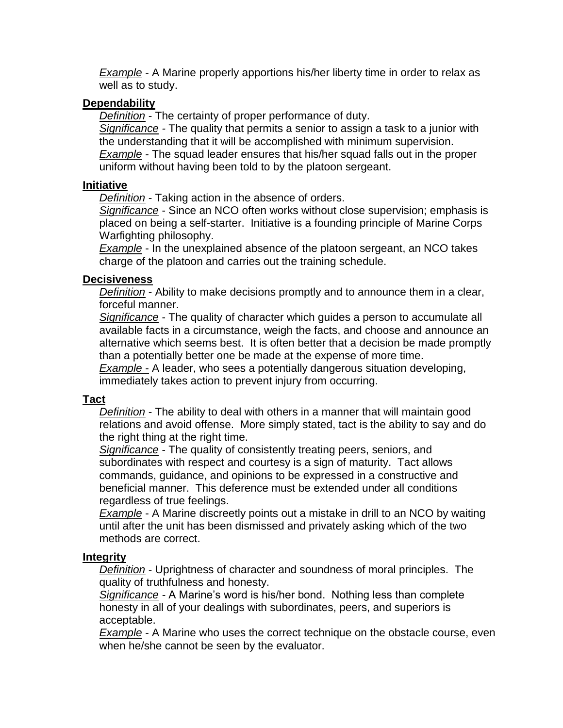*Example* - A Marine properly apportions his/her liberty time in order to relax as well as to study.

**Dependability**

*Definition* - The certainty of proper performance of duty.
*Significance* - The quality that permits a senior to assign a task to a junior with the understanding that it will be accomplished with minimum supervision.
*Example* - The squad leader ensures that his/her squad falls out in the proper uniform without having been told to by the platoon sergeant.

**Initiative**

*Definition* - Taking action in the absence of orders.
*Significance* - Since an NCO often works without close supervision; emphasis is placed on being a self-starter. Initiative is a founding principle of Marine Corps Warfighting philosophy.
*Example* - In the unexplained absence of the platoon sergeant, an NCO takes charge of the platoon and carries out the training schedule.

**Decisiveness**

*Definition* - Ability to make decisions promptly and to announce them in a clear, forceful manner.
*Significance* - The quality of character which guides a person to accumulate all available facts in a circumstance, weigh the facts, and choose and announce an alternative which seems best. It is often better that a decision be made promptly than a potentially better one be made at the expense of more time.
*Example* - A leader, who sees a potentially dangerous situation developing, immediately takes action to prevent injury from occurring.

**Tact**

*Definition* - The ability to deal with others in a manner that will maintain good relations and avoid offense. More simply stated, tact is the ability to say and do the right thing at the right time.
*Significance* - The quality of consistently treating peers, seniors, and subordinates with respect and courtesy is a sign of maturity. Tact allows commands, guidance, and opinions to be expressed in a constructive and beneficial manner. This deference must be extended under all conditions regardless of true feelings.
*Example* - A Marine discreetly points out a mistake in drill to an NCO by waiting until after the unit has been dismissed and privately asking which of the two methods are correct.

**Integrity**

*Definition* - Uprightness of character and soundness of moral principles. The quality of truthfulness and honesty.
*Significance* - A Marine's word is his/her bond. Nothing less than complete honesty in all of your dealings with subordinates, peers, and superiors is acceptable.
*Example* - A Marine who uses the correct technique on the obstacle course, even when he/she cannot be seen by the evaluator.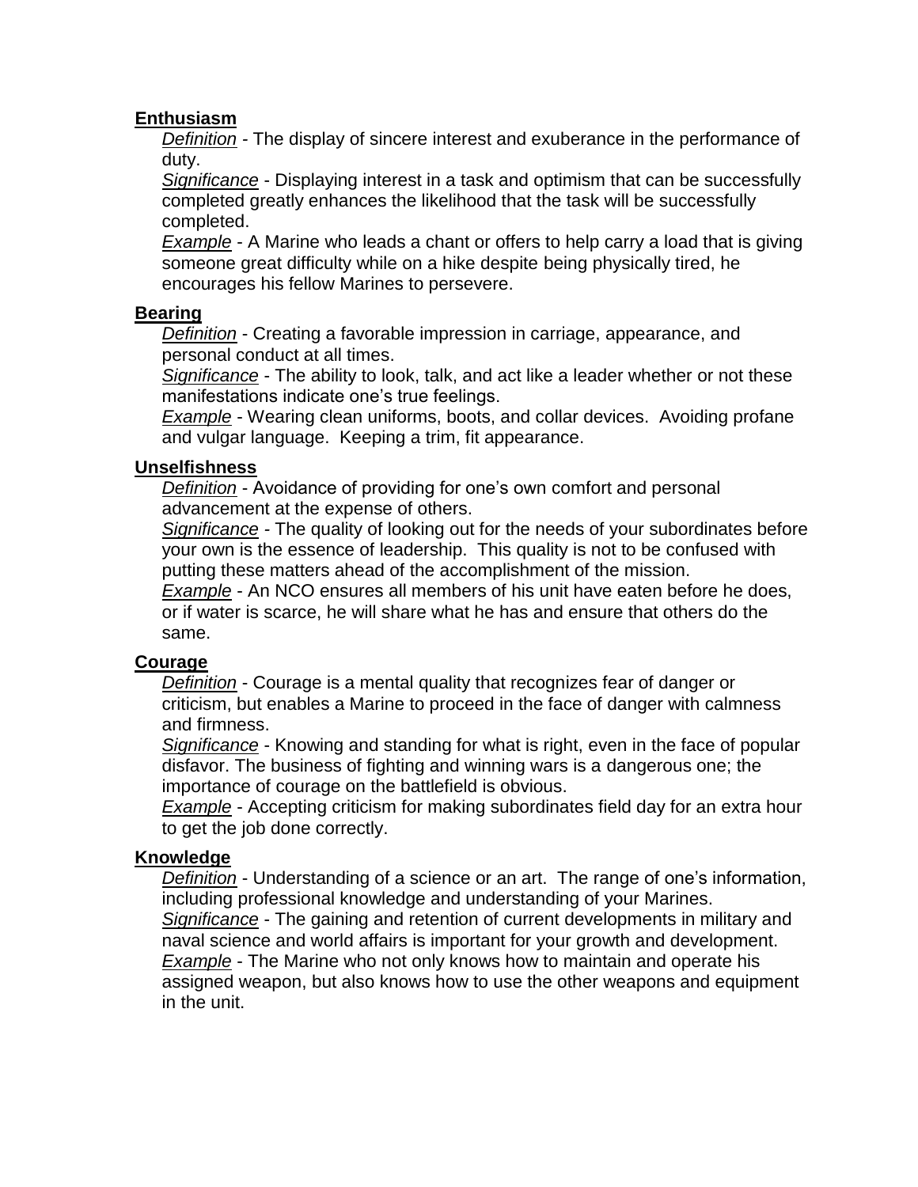**Enthusiasm**

*Definition* - The display of sincere interest and exuberance in the performance of duty.

*Significance* - Displaying interest in a task and optimism that can be successfully completed greatly enhances the likelihood that the task will be successfully completed.

*Example* - A Marine who leads a chant or offers to help carry a load that is giving someone great difficulty while on a hike despite being physically tired, he encourages his fellow Marines to persevere.

**Bearing**

*Definition* - Creating a favorable impression in carriage, appearance, and personal conduct at all times.

*Significance* - The ability to look, talk, and act like a leader whether or not these manifestations indicate one's true feelings.

*Example* - Wearing clean uniforms, boots, and collar devices. Avoiding profane and vulgar language. Keeping a trim, fit appearance.

**Unselfishness**

*Definition* - Avoidance of providing for one's own comfort and personal advancement at the expense of others.

*Significance* - The quality of looking out for the needs of your subordinates before your own is the essence of leadership. This quality is not to be confused with putting these matters ahead of the accomplishment of the mission.

*Example* - An NCO ensures all members of his unit have eaten before he does, or if water is scarce, he will share what he has and ensure that others do the same.

**Courage**

*Definition* - Courage is a mental quality that recognizes fear of danger or criticism, but enables a Marine to proceed in the face of danger with calmness and firmness.

*Significance* - Knowing and standing for what is right, even in the face of popular disfavor. The business of fighting and winning wars is a dangerous one; the importance of courage on the battlefield is obvious.

*Example* - Accepting criticism for making subordinates field day for an extra hour to get the job done correctly.

**Knowledge**

*Definition* - Understanding of a science or an art. The range of one's information, including professional knowledge and understanding of your Marines.

*Significance* - The gaining and retention of current developments in military and naval science and world affairs is important for your growth and development.

*Example* - The Marine who not only knows how to maintain and operate his assigned weapon, but also knows how to use the other weapons and equipment in the unit.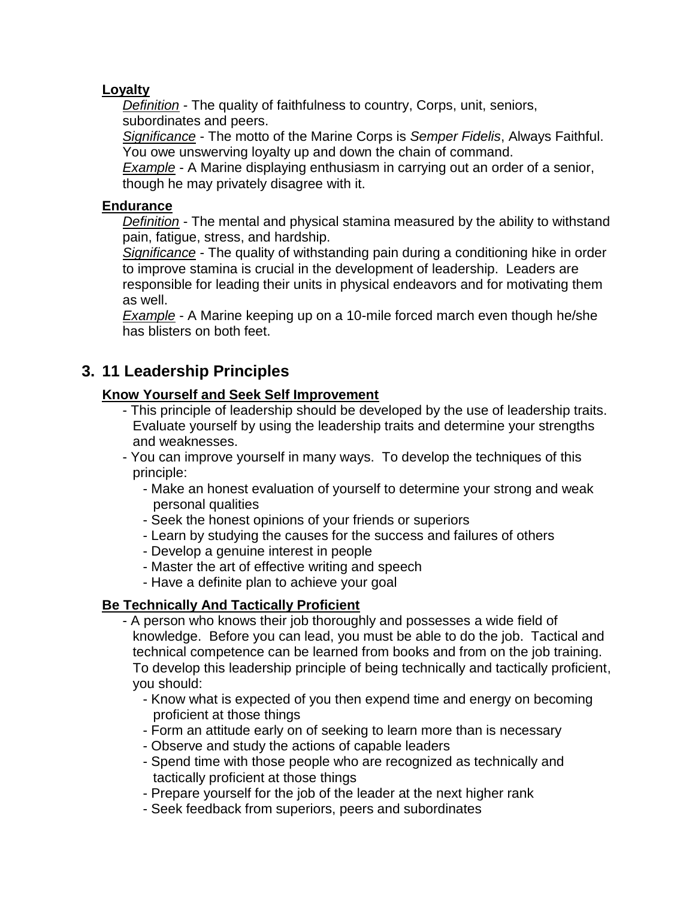**Loyalty**

*Definition* - The quality of faithfulness to country, Corps, unit, seniors, subordinates and peers.

*Significance* - The motto of the Marine Corps is *Semper Fidelis*, Always Faithful. You owe unswerving loyalty up and down the chain of command.

*Example* - A Marine displaying enthusiasm in carrying out an order of a senior, though he may privately disagree with it.

**Endurance**

*Definition* - The mental and physical stamina measured by the ability to withstand pain, fatigue, stress, and hardship.

*Significance* - The quality of withstanding pain during a conditioning hike in order to improve stamina is crucial in the development of leadership. Leaders are responsible for leading their units in physical endeavors and for motivating them as well.

*Example* - A Marine keeping up on a 10-mile forced march even though he/she has blisters on both feet.

## 3. 11 Leadership Principles

**Know Yourself and Seek Self Improvement**

- This principle of leadership should be developed by the use of leadership traits. Evaluate yourself by using the leadership traits and determine your strengths and weaknesses.
- You can improve yourself in many ways. To develop the techniques of this principle:
  - Make an honest evaluation of yourself to determine your strong and weak personal qualities
  - Seek the honest opinions of your friends or superiors
  - Learn by studying the causes for the success and failures of others
  - Develop a genuine interest in people
  - Master the art of effective writing and speech
  - Have a definite plan to achieve your goal

**Be Technically And Tactically Proficient**

- A person who knows their job thoroughly and possesses a wide field of knowledge. Before you can lead, you must be able to do the job. Tactical and technical competence can be learned from books and from on the job training. To develop this leadership principle of being technically and tactically proficient, you should:
  - Know what is expected of you then expend time and energy on becoming proficient at those things
  - Form an attitude early on of seeking to learn more than is necessary
  - Observe and study the actions of capable leaders
  - Spend time with those people who are recognized as technically and tactically proficient at those things
  - Prepare yourself for the job of the leader at the next higher rank
  - Seek feedback from superiors, peers and subordinates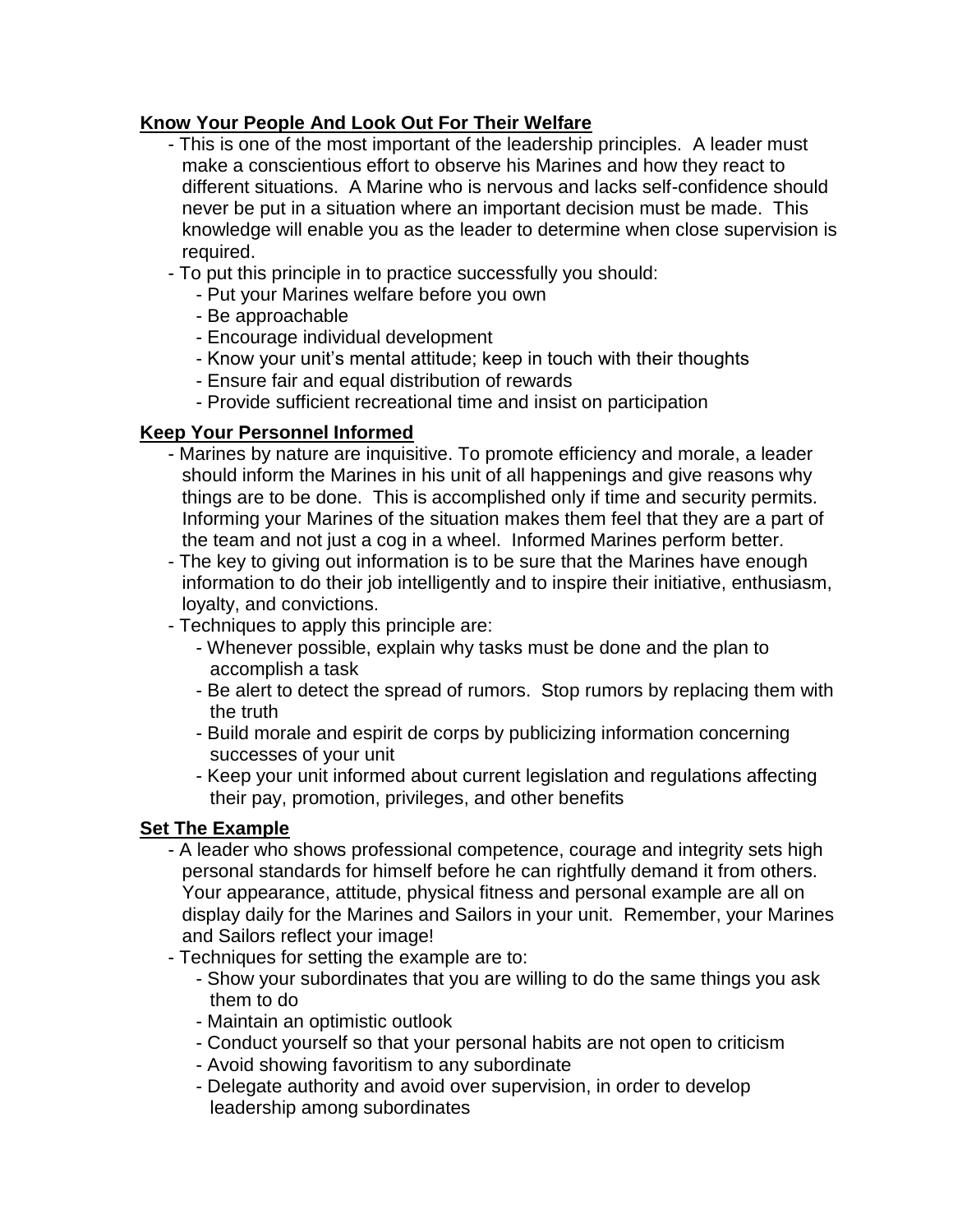**Know Your People And Look Out For Their Welfare**

- This is one of the most important of the leadership principles. A leader must make a conscientious effort to observe his Marines and how they react to different situations. A Marine who is nervous and lacks self-confidence should never be put in a situation where an important decision must be made. This knowledge will enable you as the leader to determine when close supervision is required.
- To put this principle in to practice successfully you should:
    - Put your Marines welfare before you own
    - Be approachable
    - Encourage individual development
    - Know your unit's mental attitude; keep in touch with their thoughts
    - Ensure fair and equal distribution of rewards
    - Provide sufficient recreational time and insist on participation

**Keep Your Personnel Informed**

- Marines by nature are inquisitive. To promote efficiency and morale, a leader should inform the Marines in his unit of all happenings and give reasons why things are to be done. This is accomplished only if time and security permits. Informing your Marines of the situation makes them feel that they are a part of the team and not just a cog in a wheel. Informed Marines perform better.
- The key to giving out information is to be sure that the Marines have enough information to do their job intelligently and to inspire their initiative, enthusiasm, loyalty, and convictions.
- Techniques to apply this principle are:
    - Whenever possible, explain why tasks must be done and the plan to accomplish a task
    - Be alert to detect the spread of rumors. Stop rumors by replacing them with the truth
    - Build morale and espirit de corps by publicizing information concerning successes of your unit
    - Keep your unit informed about current legislation and regulations affecting their pay, promotion, privileges, and other benefits

**Set The Example**

- A leader who shows professional competence, courage and integrity sets high personal standards for himself before he can rightfully demand it from others. Your appearance, attitude, physical fitness and personal example are all on display daily for the Marines and Sailors in your unit. Remember, your Marines and Sailors reflect your image!
- Techniques for setting the example are to:
    - Show your subordinates that you are willing to do the same things you ask them to do
    - Maintain an optimistic outlook
    - Conduct yourself so that your personal habits are not open to criticism
    - Avoid showing favoritism to any subordinate
    - Delegate authority and avoid over supervision, in order to develop leadership among subordinates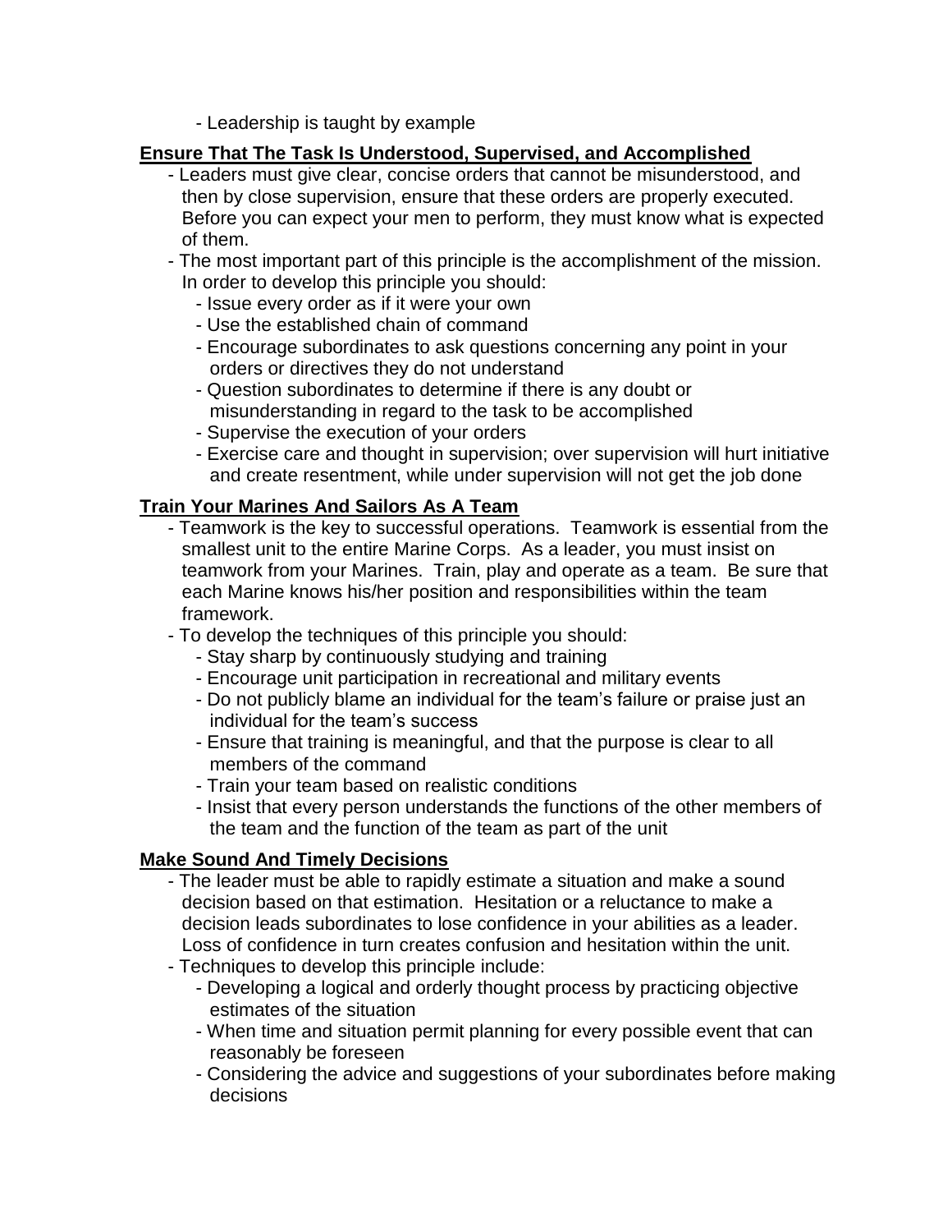- Leadership is taught by example

**Ensure That The Task Is Understood, Supervised, and Accomplished**

- Leaders must give clear, concise orders that cannot be misunderstood, and then by close supervision, ensure that these orders are properly executed. Before you can expect your men to perform, they must know what is expected of them.
- The most important part of this principle is the accomplishment of the mission. In order to develop this principle you should:
  - Issue every order as if it were your own
  - Use the established chain of command
  - Encourage subordinates to ask questions concerning any point in your orders or directives they do not understand
  - Question subordinates to determine if there is any doubt or misunderstanding in regard to the task to be accomplished
  - Supervise the execution of your orders
  - Exercise care and thought in supervision; over supervision will hurt initiative and create resentment, while under supervision will not get the job done

**Train Your Marines And Sailors As A Team**

- Teamwork is the key to successful operations. Teamwork is essential from the smallest unit to the entire Marine Corps. As a leader, you must insist on teamwork from your Marines. Train, play and operate as a team. Be sure that each Marine knows his/her position and responsibilities within the team framework.
- To develop the techniques of this principle you should:
  - Stay sharp by continuously studying and training
  - Encourage unit participation in recreational and military events
  - Do not publicly blame an individual for the team's failure or praise just an individual for the team's success
  - Ensure that training is meaningful, and that the purpose is clear to all members of the command
  - Train your team based on realistic conditions
  - Insist that every person understands the functions of the other members of the team and the function of the team as part of the unit

**Make Sound And Timely Decisions**

- The leader must be able to rapidly estimate a situation and make a sound decision based on that estimation. Hesitation or a reluctance to make a decision leads subordinates to lose confidence in your abilities as a leader. Loss of confidence in turn creates confusion and hesitation within the unit.
- Techniques to develop this principle include:
  - Developing a logical and orderly thought process by practicing objective estimates of the situation
  - When time and situation permit planning for every possible event that can reasonably be foreseen
  - Considering the advice and suggestions of your subordinates before making decisions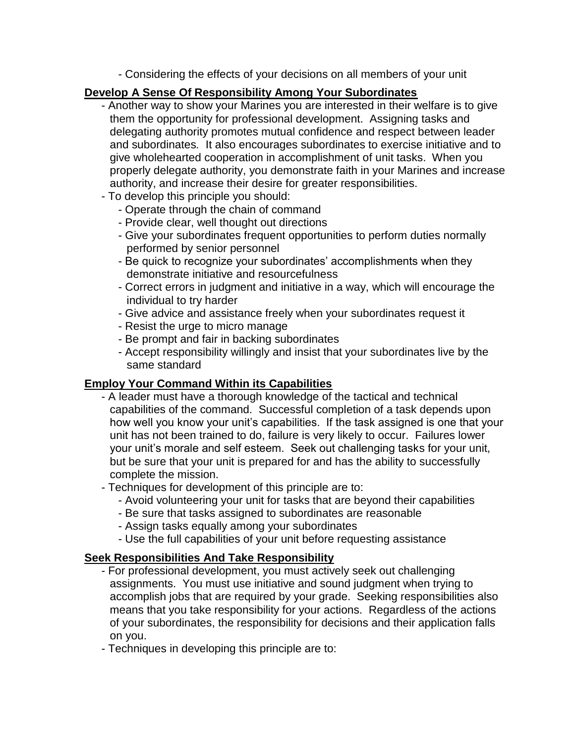- Considering the effects of your decisions on all members of your unit

**Develop A Sense Of Responsibility Among Your Subordinates**

- Another way to show your Marines you are interested in their welfare is to give them the opportunity for professional development. Assigning tasks and delegating authority promotes mutual confidence and respect between leader and subordinates. It also encourages subordinates to exercise initiative and to give wholehearted cooperation in accomplishment of unit tasks. When you properly delegate authority, you demonstrate faith in your Marines and increase authority, and increase their desire for greater responsibilities.
- To develop this principle you should:
  - Operate through the chain of command
  - Provide clear, well thought out directions
  - Give your subordinates frequent opportunities to perform duties normally performed by senior personnel
  - Be quick to recognize your subordinates' accomplishments when they demonstrate initiative and resourcefulness
  - Correct errors in judgment and initiative in a way, which will encourage the individual to try harder
  - Give advice and assistance freely when your subordinates request it
  - Resist the urge to micro manage
  - Be prompt and fair in backing subordinates
  - Accept responsibility willingly and insist that your subordinates live by the same standard

**Employ Your Command Within its Capabilities**

- A leader must have a thorough knowledge of the tactical and technical capabilities of the command. Successful completion of a task depends upon how well you know your unit's capabilities. If the task assigned is one that your unit has not been trained to do, failure is very likely to occur. Failures lower your unit's morale and self esteem. Seek out challenging tasks for your unit, but be sure that your unit is prepared for and has the ability to successfully complete the mission.
- Techniques for development of this principle are to:
  - Avoid volunteering your unit for tasks that are beyond their capabilities
  - Be sure that tasks assigned to subordinates are reasonable
  - Assign tasks equally among your subordinates
  - Use the full capabilities of your unit before requesting assistance

**Seek Responsibilities And Take Responsibility**

- For professional development, you must actively seek out challenging assignments. You must use initiative and sound judgment when trying to accomplish jobs that are required by your grade. Seeking responsibilities also means that you take responsibility for your actions. Regardless of the actions of your subordinates, the responsibility for decisions and their application falls on you.
- Techniques in developing this principle are to: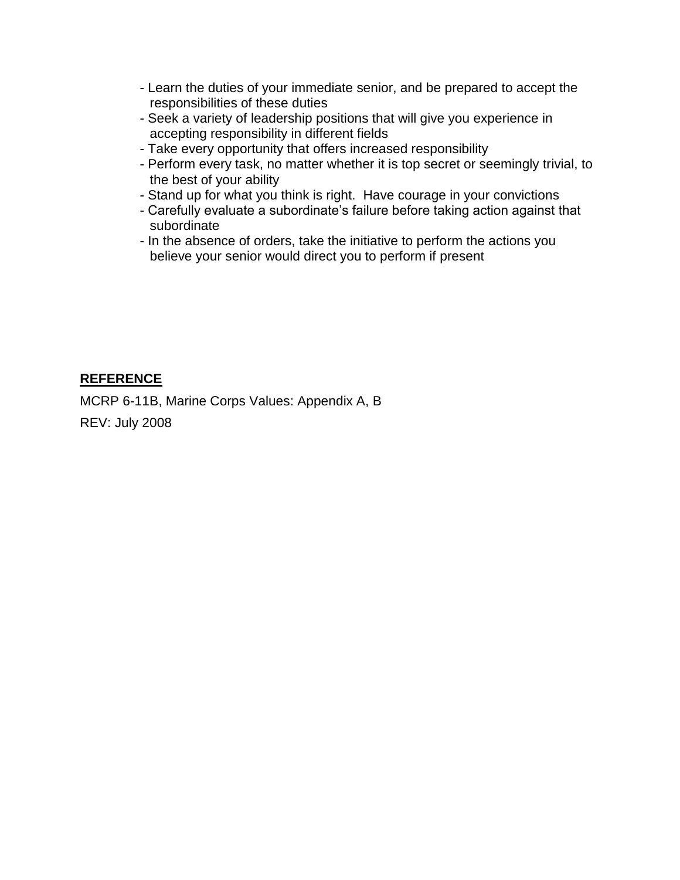- Learn the duties of your immediate senior, and be prepared to accept the responsibilities of these duties
- Seek a variety of leadership positions that will give you experience in accepting responsibility in different fields
- Take every opportunity that offers increased responsibility
- Perform every task, no matter whether it is top secret or seemingly trivial, to the best of your ability
- Stand up for what you think is right.  Have courage in your convictions
- Carefully evaluate a subordinate's failure before taking action against that subordinate
- In the absence of orders, take the initiative to perform the actions you believe your senior would direct you to perform if present

**REFERENCE**

MCRP 6-11B, Marine Corps Values: Appendix A, B

REV: July 2008